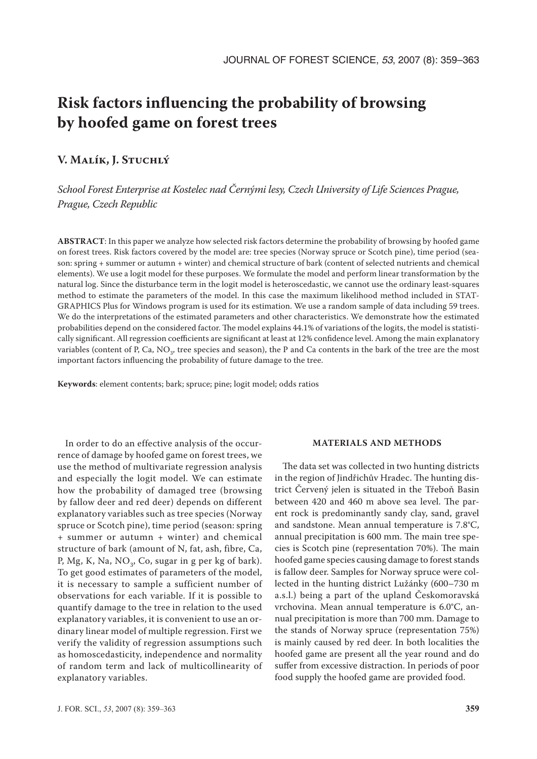# Risk factors influencing the probability of browsing by hoofed game on forest trees

## V. Malík, J. Stuchlý

*School Forest Enterprise at Kostelec nad Černými lesy, Czech University of Life Sciences Prague, Prague, Czech Republic*

**ABSTRACT**: In this paper we analyze how selected risk factors determine the probability of browsing by hoofed game on forest trees. Risk factors covered by the model are: tree species (Norway spruce or Scotch pine), time period (season: spring + summer or autumn + winter) and chemical structure of bark (content of selected nutrients and chemical elements). We use a logit model for these purposes. We formulate the model and perform linear transformation by the natural log. Since the disturbance term in the logit model is heteroscedastic, we cannot use the ordinary least-squares method to estimate the parameters of the model. In this case the maximum likelihood method included in STATGRAPHICS Plus for Windows program is used for its estimation. We use a random sample of data including 59 trees. We do the interpretations of the estimated parameters and other characteristics. We demonstrate how the estimated probabilities depend on the considered factor. The model explains 44.1% of variations of the logits, the model is statistically significant. All regression coefficients are significant at least at 12% confidence level. Among the main explanatory variables (content of P, Ca, $NO_3$, tree species and season), the P and Ca contents in the bark of the tree are the most important factors influencing the probability of future damage to the tree.

**Keywords**: element contents; bark; spruce; pine; logit model; odds ratios

In order to do an effective analysis of the occurrence of damage by hoofed game on forest trees, we use the method of multivariate regression analysis and especially the logit model. We can estimate how the probability of damaged tree (browsing by fallow deer and red deer) depends on different explanatory variables such as tree species (Norway spruce or Scotch pine), time period (season: spring + summer or autumn + winter) and chemical structure of bark (amount of N, fat, ash, fibre, Ca, P, Mg, K, Na, $NO_3$, Co, sugar in g per kg of bark). To get good estimates of parameters of the model, it is necessary to sample a sufficient number of observations for each variable. If it is possible to quantify damage to the tree in relation to the used explanatory variables, it is convenient to use an ordinary linear model of multiple regression. First we verify the validity of regression assumptions such as homoscedasticity, independence and normality of random term and lack of multicollinearity of explanatory variables.

### MATERIALS AND METHODS

The data set was collected in two hunting districts in the region of Jindřichův Hradec. The hunting district Červený jelen is situated in the Třeboň Basin between 420 and 460 m above sea level. The parent rock is predominantly sandy clay, sand, gravel and sandstone. Mean annual temperature is 7.8°C, annual precipitation is 600 mm. The main tree species is Scotch pine (representation 70%). The main hoofed game species causing damage to forest stands is fallow deer. Samples for Norway spruce were collected in the hunting district Lužánky (600–730 m a.s.l.) being a part of the upland Českomoravská vrchovina. Mean annual temperature is 6.0°C, annual precipitation is more than 700 mm. Damage to the stands of Norway spruce (representation 75%) is mainly caused by red deer. In both localities the hoofed game are present all the year round and do suffer from excessive distraction. In periods of poor food supply the hoofed game are provided food.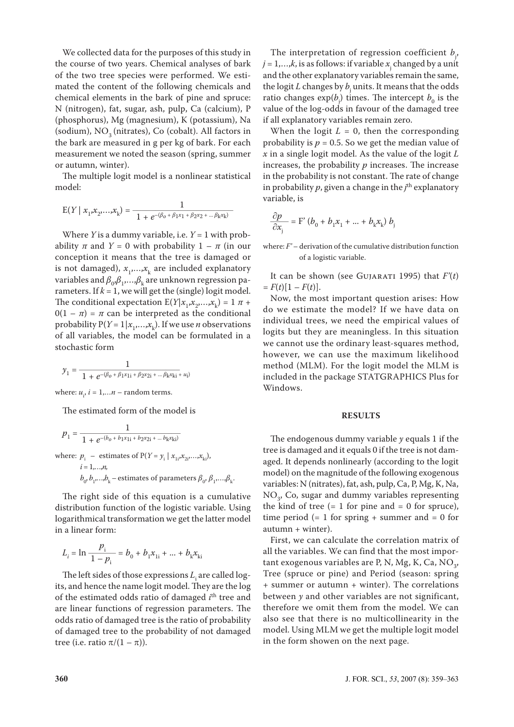We collected data for the purposes of this study in the course of two years. Chemical analyses of bark of the two tree species were performed. We estimated the content of the following chemicals and chemical elements in the bark of pine and spruce: N (nitrogen), fat, sugar, ash, pulp, Ca (calcium), P (phosphorus), Mg (magnesium), K (potassium), Na (sodium), $NO_3$ (nitrates), Co (cobalt). All factors in the bark are measured in g per kg of bark. For each measurement we noted the season (spring, summer or autumn, winter).

The multiple logit model is a nonlinear statistical model:

$$E(Y \mid x_1, x_2, \ldots, x_k) = \frac{1}{1 + e^{-(\beta_0 + \beta_1 x_1 + \beta_2 x_2 + \ldots \beta_k x_k)}}$$

Where $Y$ is a dummy variable, i.e. $Y = 1$ with probability $\pi$ and $Y = 0$ with probability $1 - \pi$ (in our conception it means that the tree is damaged or is not damaged), $x_1, \ldots, x_k$ are included explanatory variables and $\beta_0, \beta_1, \ldots, \beta_k$ are unknown regression parameters. If $k = 1$, we will get the (single) logit model. The conditional expectation $E(Y|x_1, x_2, \ldots, x_k) = 1\,\pi + 0(1 - \pi) = \pi$ can be interpreted as the conditional probability $P(Y = 1|x_1, \ldots, x_k)$. If we use $n$ observations of all variables, the model can be formulated in a stochastic form

$$y_1 = \frac{1}{1 + e^{-(\beta_0 + \beta_1 x_{1i} + \beta_2 x_{2i} + \ldots \beta_k x_{ki} + u_i)}}$$

where: $u_i$, $i = 1, \ldots n$ – random terms.

The estimated form of the model is

$$p_1 = \frac{1}{1 + e^{-(b_0 + b_1 x_{1i} + b_2 x_{2i} + \ldots b_k x_{ki})}}$$

where: $p_i$ – estimates of $P(Y = y_i \mid x_{1i}, x_{2i}, \ldots, x_{ki})$,
$i = 1, \ldots, n$,
$b_0, b_1, \ldots, b_k$ – estimates of parameters $\beta_0, \beta_1, \ldots, \beta_k$.

The right side of this equation is a cumulative distribution function of the logistic variable. Using logarithmical transformation we get the latter model in a linear form:

$$L_i = \ln \frac{p_i}{1 - p_i} = b_0 + b_1 x_{1i} + \ldots + b_k x_{ki}$$

The left sides of those expressions $L_i$ are called logits, and hence the name logit model. They are the log of the estimated odds ratio of damaged $i^{th}$ tree and are linear functions of regression parameters. The odds ratio of damaged tree is the ratio of probability of damaged tree to the probability of not damaged tree (i.e. ratio $\pi/(1 - \pi)$).

The interpretation of regression coefficient $b_j$, $j = 1, \ldots, k$, is as follows: if variable $x_j$ changed by a unit and the other explanatory variables remain the same, the logit $L$ changes by $b_j$ units. It means that the odds ratio changes $\exp(b_j)$ times. The intercept $b_0$ is the value of the log-odds in favour of the damaged tree if all explanatory variables remain zero.

When the logit $L = 0$, then the corresponding probability is $p = 0.5$. So we get the median value of $x$ in a single logit model. As the value of the logit $L$ increases, the probability $p$ increases. The increase in the probability is not constant. The rate of change in probability $p$, given a change in the $j^{th}$ explanatory variable, is

$$\frac{\partial p}{\partial x_j} = F'(b_0 + b_1 x_1 + \ldots + b_k x_k)\, b_j$$

where: $F'$ – derivation of the cumulative distribution function of a logistic variable.

It can be shown (see Gujarati 1995) that $F'(t) = F(t)[1 - F(t)]$.

Now, the most important question arises: How do we estimate the model? If we have data on individual trees, we need the empirical values of logits but they are meaningless. In this situation we cannot use the ordinary least-squares method, however, we can use the maximum likelihood method (MLM). For the logit model the MLM is included in the package STATGRAPHICS Plus for Windows.

## RESULTS

The endogenous dummy variable $y$ equals 1 if the tree is damaged and it equals 0 if the tree is not damaged. It depends nonlinearly (according to the logit model) on the magnitude of the following exogenous variables: N (nitrates), fat, ash, pulp, Ca, P, Mg, K, Na, $NO_3$, Co, sugar and dummy variables representing the kind of tree (= 1 for pine and = 0 for spruce), time period (= 1 for spring + summer and = 0 for autumn + winter).

First, we can calculate the correlation matrix of all the variables. We can find that the most important exogenous variables are P, N, Mg, K, Ca, $NO_3$, Tree (spruce or pine) and Period (season: spring + summer or autumn + winter). The correlations between $y$ and other variables are not significant, therefore we omit them from the model. We can also see that there is no multicollinearity in the model. Using MLM we get the multiple logit model in the form showen on the next page.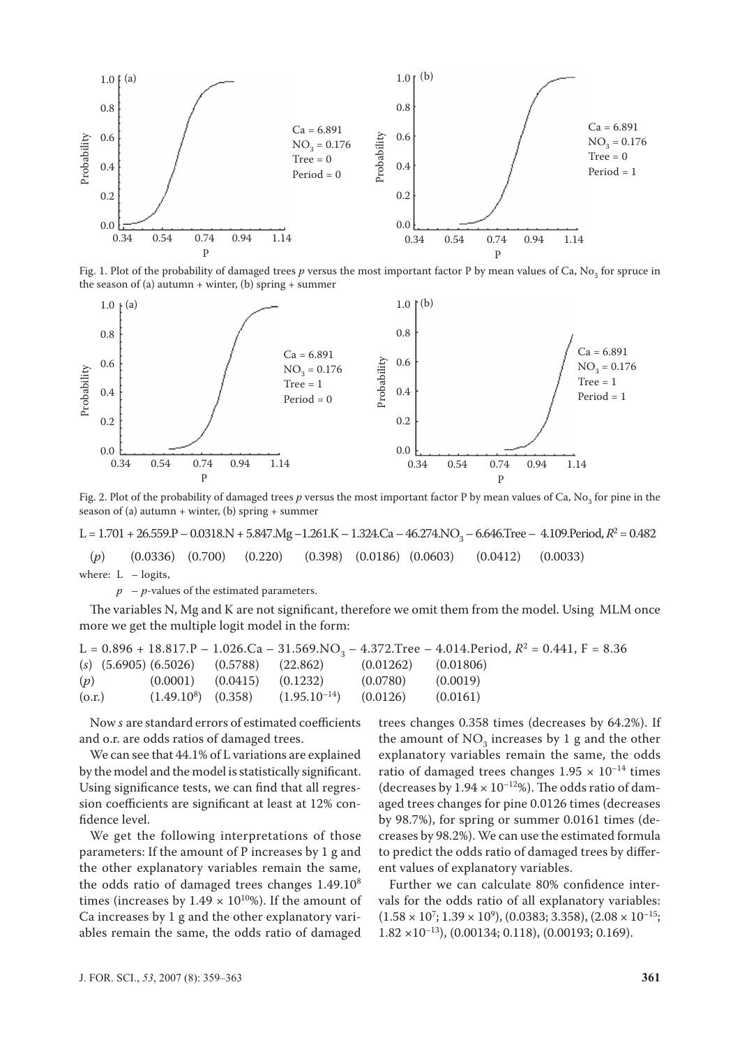Fig. 1. Plot of the probability of damaged trees $p$ versus the most important factor P by mean values of Ca, $NO_3$ for spruce in the season of (a) autumn + winter, (b) spring + summer

Fig. 2. Plot of the probability of damaged trees $p$ versus the most important factor P by mean values of Ca, $NO_3$ for pine in the season of (a) autumn + winter, (b) spring + summer

$$L = 1.701 + 26.559.P - 0.0318.N + 5.847.Mg - 1.261.K - 1.324.Ca - 46.274.NO_3 - 6.646.Tree - 4.109.Period, R^2 = 0.482$$

| | | | | | | | | |
|---|---|---|---|---|---|---|---|---|
| ($p$) | (0.0336) | (0.700) | (0.220) | (0.398) | (0.0186) | (0.0603) | (0.0412) | (0.0033) |

where: L – logits,

$p$ – $p$-values of the estimated parameters.

The variables N, Mg and K are not significant, therefore we omit them from the model. Using MLM once more we get the multiple logit model in the form:

$$L = 0.896 + 18.817.P - 1.026.Ca - 31.569.NO_3 - 4.372.Tree - 4.014.Period, R^2 = 0.441, F = 8.36$$

| | | | | | | |
|---|---|---|---|---|---|---|
| ($s$) | (5.6905) | (6.5026) | (0.5788) | (22.862) | (0.01262) | (0.01806) |
| ($p$) | | (0.0001) | (0.0415) | (0.1232) | (0.0780) | (0.0019) |
| (o.r.) | | ($1.49.10^8$) | (0.358) | ($1.95.10^{-14}$) | (0.0126) | (0.0161) |

Now $s$ are standard errors of estimated coefficients and o.r. are odds ratios of damaged trees.

We can see that 44.1% of L variations are explained by the model and the model is statistically significant. Using significance tests, we can find that all regression coefficients are significant at least at 12% confidence level.

We get the following interpretations of those parameters: If the amount of P increases by 1 g and the other explanatory variables remain the same, the odds ratio of damaged trees changes $1.49.10^8$ times (increases by $1.49 \times 10^{10}$%). If the amount of Ca increases by 1 g and the other explanatory variables remain the same, the odds ratio of damaged trees changes 0.358 times (decreases by 64.2%). If the amount of $NO_3$ increases by 1 g and the other explanatory variables remain the same, the odds ratio of damaged trees changes $1.95 \times 10^{-14}$ times (decreases by $1.94 \times 10^{-12}$%). The odds ratio of damaged trees changes for pine 0.0126 times (decreases by 98.7%), for spring or summer 0.0161 times (decreases by 98.2%). We can use the estimated formula to predict the odds ratio of damaged trees by different values of explanatory variables.

Further we can calculate 80% confidence intervals for the odds ratio of all explanatory variables: ($1.58 \times 10^7$; $1.39 \times 10^9$), (0.0383; 3.358), ($2.08 \times 10^{-15}$; $1.82 \times 10^{-13}$), (0.00134; 0.118), (0.00193; 0.169).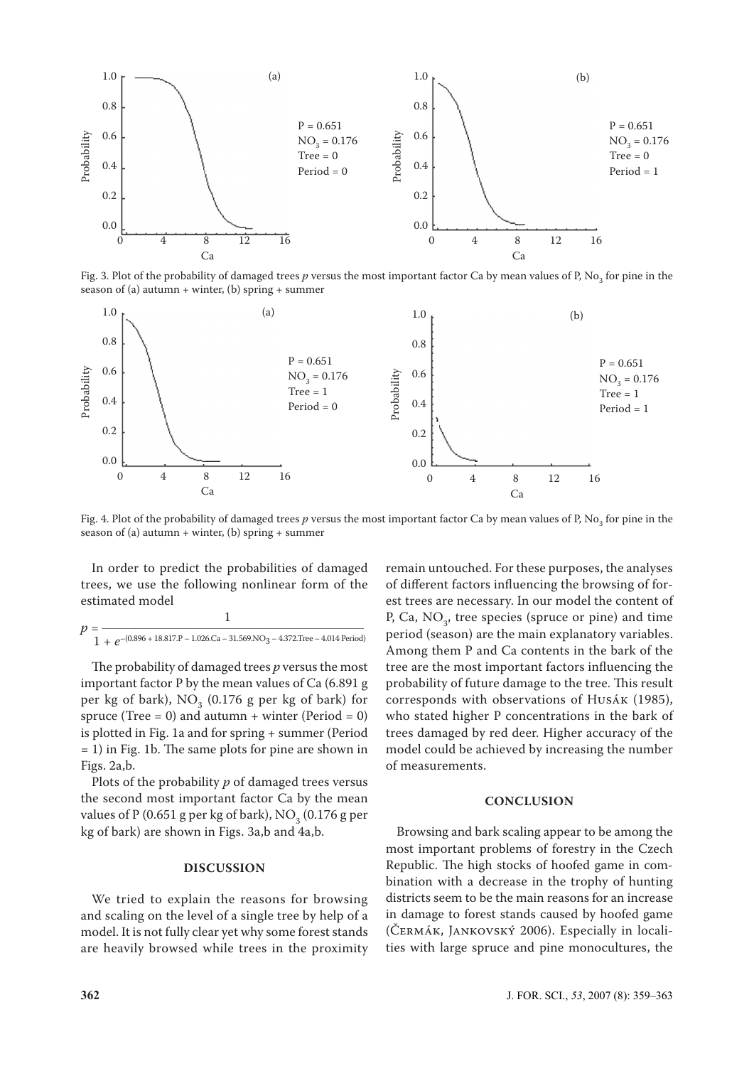Fig. 3. Plot of the probability of damaged trees $p$ versus the most important factor Ca by mean values of P, $No_3$ for pine in the season of (a) autumn + winter, (b) spring + summer

Fig. 4. Plot of the probability of damaged trees $p$ versus the most important factor Ca by mean values of P, $No_3$ for pine in the season of (a) autumn + winter, (b) spring + summer

In order to predict the probabilities of damaged trees, we use the following nonlinear form of the estimated model

$$p = \frac{1}{1 + e^{-(0.896 + 18.817.P - 1.026.Ca - 31.569.NO_3 - 4.372.Tree - 4.014\,Period)}}$$

The probability of damaged trees $p$ versus the most important factor P by the mean values of Ca (6.891 g per kg of bark), $NO_3$ (0.176 g per kg of bark) for spruce (Tree = 0) and autumn + winter (Period = 0) is plotted in Fig. 1a and for spring + summer (Period = 1) in Fig. 1b. The same plots for pine are shown in Figs. 2a,b.

Plots of the probability $p$ of damaged trees versus the second most important factor Ca by the mean values of P (0.651 g per kg of bark), $NO_3$ (0.176 g per kg of bark) are shown in Figs. 3a,b and 4a,b.

## DISCUSSION

We tried to explain the reasons for browsing and scaling on the level of a single tree by help of a model. It is not fully clear yet why some forest stands are heavily browsed while trees in the proximity remain untouched. For these purposes, the analyses of different factors influencing the browsing of forest trees are necessary. In our model the content of P, Ca, $NO_3$, tree species (spruce or pine) and time period (season) are the main explanatory variables. Among them P and Ca contents in the bark of the tree are the most important factors influencing the probability of future damage to the tree. This result corresponds with observations of Husák (1985), who stated higher P concentrations in the bark of trees damaged by red deer. Higher accuracy of the model could be achieved by increasing the number of measurements.

## CONCLUSION

Browsing and bark scaling appear to be among the most important problems of forestry in the Czech Republic. The high stocks of hoofed game in combination with a decrease in the trophy of hunting districts seem to be the main reasons for an increase in damage to forest stands caused by hoofed game (Čermák, Jankovský 2006). Especially in localities with large spruce and pine monocultures, the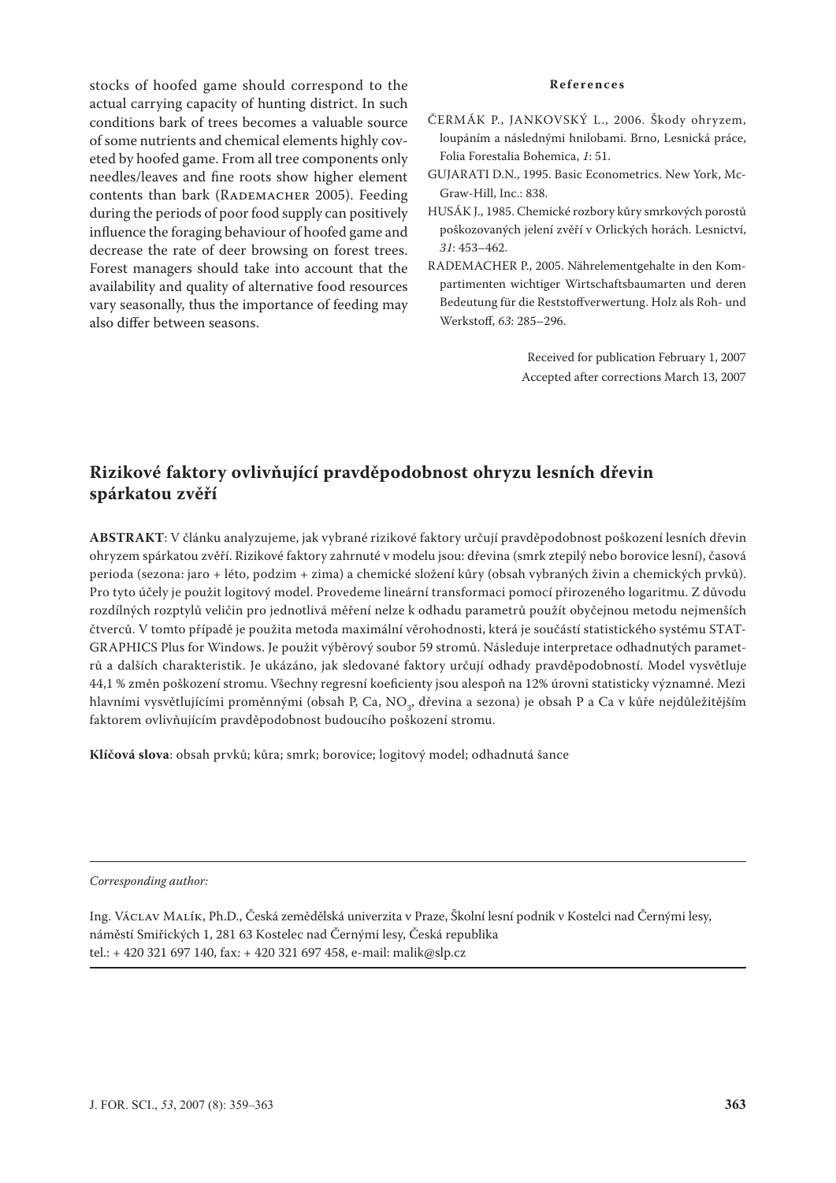stocks of hoofed game should correspond to the actual carrying capacity of hunting district. In such conditions bark of trees becomes a valuable source of some nutrients and chemical elements highly coveted by hoofed game. From all tree components only needles/leaves and fine roots show higher element contents than bark (Rademacher 2005). Feeding during the periods of poor food supply can positively influence the foraging behaviour of hoofed game and decrease the rate of deer browsing on forest trees. Forest managers should take into account that the availability and quality of alternative food resources vary seasonally, thus the importance of feeding may also differ between seasons.

**References**

ČERMÁK P., JANKOVSKÝ L., 2006. Škody ohryzem, loupáním a následnými hnilobami. Brno, Lesnická práce, Folia Forestalia Bohemica, *1*: 51.

GUJARATI D.N., 1995. Basic Econometrics. New York, McGraw-Hill, Inc.: 838.

HUSÁK J., 1985. Chemické rozbory kůry smrkových porostů poškozovaných jelení zvěří v Orlických horách. Lesnictví, *31*: 453–462.

RADEMACHER P., 2005. Nährelementgehalte in den Kompartimenten wichtiger Wirtschaftsbaumarten und deren Bedeutung für die Reststoffverwertung. Holz als Roh- und Werkstoff, *63*: 285–296.

Received for publication February 1, 2007
Accepted after corrections March 13, 2007

## Rizikové faktory ovlivňující pravděpodobnost ohryzu lesních dřevin spárkatou zvěří

**ABSTRAKT**: V článku analyzujeme, jak vybrané rizikové faktory určují pravděpodobnost poškození lesních dřevin ohryzem spárkatou zvěří. Rizikové faktory zahrnuté v modelu jsou: dřevina (smrk ztepilý nebo borovice lesní), časová perioda (sezona: jaro + léto, podzim + zima) a chemické složení kůry (obsah vybraných živin a chemických prvků). Pro tyto účely je použit logitový model. Provedeme lineární transformaci pomocí přirozeného logaritmu. Z důvodu rozdílných rozptylů veličin pro jednotlivá měření nelze k odhadu parametrů použít obyčejnou metodu nejmenších čtverců. V tomto případě je použita metoda maximální věrohodnosti, která je součástí statistického systému STATGRAPHICS Plus for Windows. Je použit výběrový soubor 59 stromů. Následuje interpretace odhadnutých parametrů a dalších charakteristik. Je ukázáno, jak sledované faktory určují odhady pravděpodobností. Model vysvětluje 44,1 % změn poškození stromu. Všechny regresní koeficienty jsou alespoň na 12% úrovni statisticky významné. Mezi hlavními vysvětlujícími proměnnými (obsah P, Ca, $NO_3$, dřevina a sezona) je obsah P a Ca v kůře nejdůležitějším faktorem ovlivňujícím pravděpodobnost budoucího poškození stromu.

**Klíčová slova**: obsah prvků; kůra; smrk; borovice; logitový model; odhadnutá šance

*Corresponding author:*

Ing. Václav Malík, Ph.D., Česká zemědělská univerzita v Praze, Školní lesní podnik v Kostelci nad Černými lesy, náměstí Smiřických 1, 281 63 Kostelec nad Černými lesy, Česká republika
tel.: + 420 321 697 140, fax: + 420 321 697 458, e-mail: malik@slp.cz